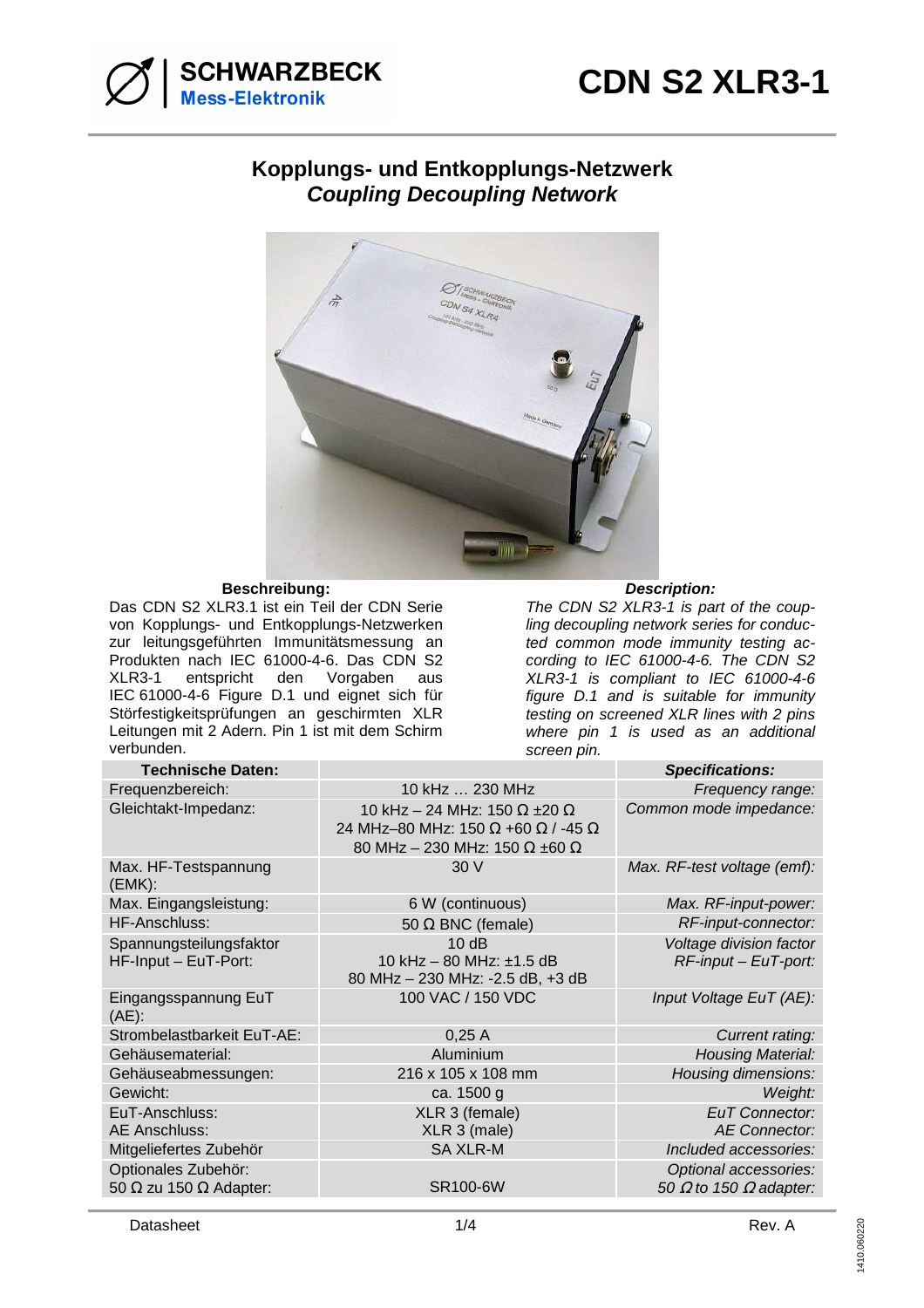# SCHWARZBECK Mess-Elektronik

# CDN S2 XLR3-1

## Kopplungs- und Entkopplungs-Netzwerk
## *Coupling Decoupling Network*

**Beschreibung:**

Das CDN S2 XLR3.1 ist ein Teil der CDN Serie von Kopplungs- und Entkopplungs-Netzwerken zur leitungsgeführten Immunitätsmessung an Produkten nach IEC 61000-4-6. Das CDN S2 XLR3-1 entspricht den Vorgaben aus IEC 61000-4-6 Figure D.1 und eignet sich für Störfestigkeitsprüfungen an geschirmten XLR Leitungen mit 2 Adern. Pin 1 ist mit dem Schirm verbunden.

***Description:***

*The CDN S2 XLR3-1 is part of the coupling decoupling network series for conducted common mode immunity testing according to IEC 61000-4-6. The CDN S2 XLR3-1 is compliant to IEC 61000-4-6 figure D.1 and is suitable for immunity testing on screened XLR lines with 2 pins where pin 1 is used as an additional screen pin.*

| **Technische Daten:** | | ***Specifications:*** |
|---|---|---|
| Frequenzbereich: | 10 kHz … 230 MHz | *Frequency range:* |
| Gleichtakt-Impedanz: | 10 kHz – 24 MHz: 150 Ω ±20 Ω<br>24 MHz–80 MHz: 150 Ω +60 Ω / -45 Ω<br>80 MHz – 230 MHz: 150 Ω ±60 Ω | *Common mode impedance:* |
| Max. HF-Testspannung (EMK): | 30 V | *Max. RF-test voltage (emf):* |
| Max. Eingangsleistung: | 6 W (continuous) | *Max. RF-input-power:* |
| HF-Anschluss: | 50 Ω BNC (female) | *RF-input-connector:* |
| Spannungsteilungsfaktor HF-Input – EuT-Port: | 10 dB<br>10 kHz – 80 MHz: ±1.5 dB<br>80 MHz – 230 MHz: -2.5 dB, +3 dB | *Voltage division factor RF-input – EuT-port:* |
| Eingangsspannung EuT (AE): | 100 VAC / 150 VDC | *Input Voltage EuT (AE):* |
| Strombelastbarkeit EuT-AE: | 0,25 A | *Current rating:* |
| Gehäusematerial: | Aluminium | *Housing Material:* |
| Gehäuseabmessungen: | 216 x 105 x 108 mm | *Housing dimensions:* |
| Gewicht: | ca. 1500 g | *Weight:* |
| EuT-Anschluss:<br>AE Anschluss: | XLR 3 (female)<br>XLR 3 (male) | *EuT Connector:*<br>*AE Connector:* |
| Mitgeliefertes Zubehör | SA XLR-M | *Included accessories:* |
| Optionales Zubehör:<br>50 Ω zu 150 Ω Adapter: | <br>SR100-6W | *Optional accessories:*<br>*50 Ω to 150 Ω adapter:* |

Datasheet — Rev. A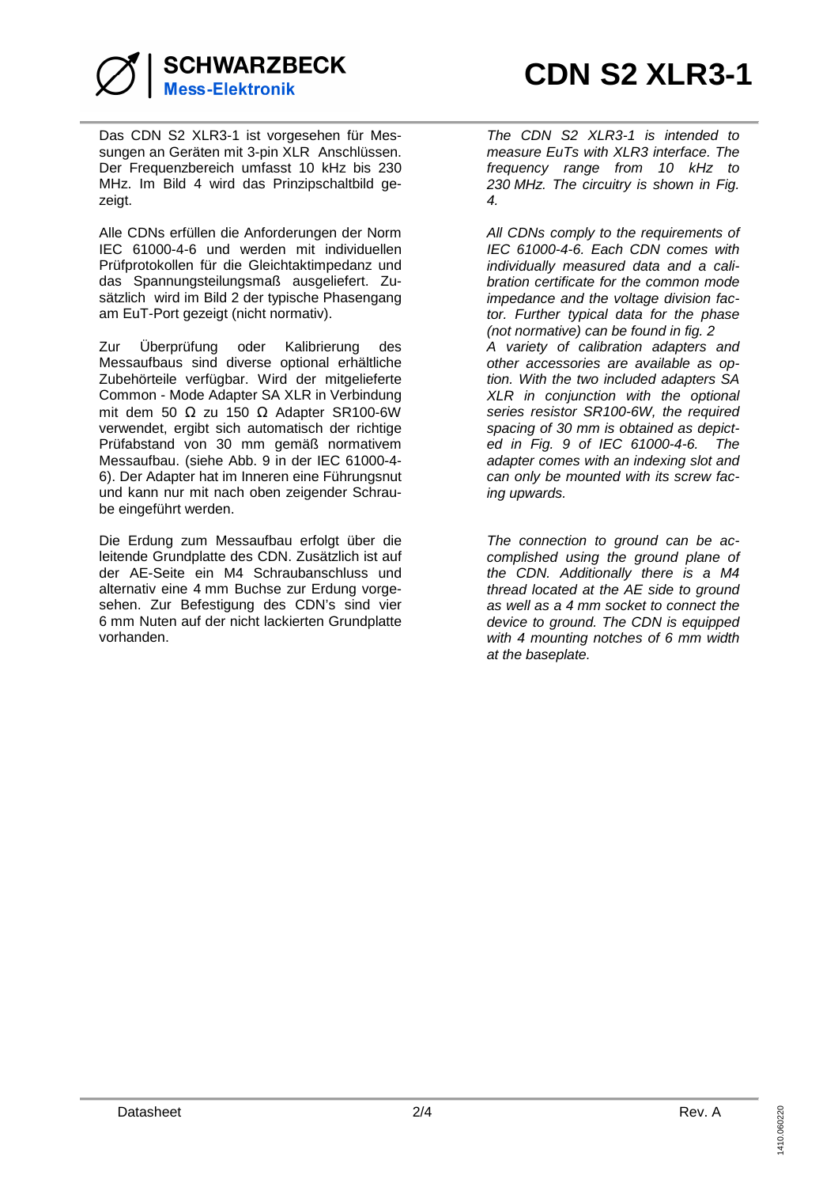Das CDN S2 XLR3-1 ist vorgesehen für Messungen an Geräten mit 3-pin XLR Anschlüssen. Der Frequenzbereich umfasst 10 kHz bis 230 MHz. Im Bild 4 wird das Prinzipschaltbild gezeigt.

Alle CDNs erfüllen die Anforderungen der Norm IEC 61000-4-6 und werden mit individuellen Prüfprotokollen für die Gleichtaktimpedanz und das Spannungsteilungsmaß ausgeliefert. Zusätzlich wird im Bild 2 der typische Phasengang am EuT-Port gezeigt (nicht normativ).

Zur Überprüfung oder Kalibrierung des Messaufbaus sind diverse optional erhältliche Zubehörteile verfügbar. Wird der mitgelieferte Common - Mode Adapter SA XLR in Verbindung mit dem 50 Ω zu 150 Ω Adapter SR100-6W verwendet, ergibt sich automatisch der richtige Prüfabstand von 30 mm gemäß normativem Messaufbau. (siehe Abb. 9 in der IEC 61000-4-6). Der Adapter hat im Inneren eine Führungsnut und kann nur mit nach oben zeigender Schraube eingeführt werden.

Die Erdung zum Messaufbau erfolgt über die leitende Grundplatte des CDN. Zusätzlich ist auf der AE-Seite ein M4 Schraubanschluss und alternativ eine 4 mm Buchse zur Erdung vorgesehen. Zur Befestigung des CDN's sind vier 6 mm Nuten auf der nicht lackierten Grundplatte vorhanden.

*The CDN S2 XLR3-1 is intended to measure EuTs with XLR3 interface. The frequency range from 10 kHz to 230 MHz. The circuitry is shown in Fig. 4.*

*All CDNs comply to the requirements of IEC 61000-4-6. Each CDN comes with individually measured data and a calibration certificate for the common mode impedance and the voltage division factor. Further typical data for the phase (not normative) can be found in fig. 2*

*A variety of calibration adapters and other accessories are available as option. With the two included adapters SA XLR in conjunction with the optional series resistor SR100-6W, the required spacing of 30 mm is obtained as depicted in Fig. 9 of IEC 61000-4-6. The adapter comes with an indexing slot and can only be mounted with its screw facing upwards.*

*The connection to ground can be accomplished using the ground plane of the CDN. Additionally there is a M4 thread located at the AE side to ground as well as a 4 mm socket to connect the device to ground. The CDN is equipped with 4 mounting notches of 6 mm width at the baseplate.*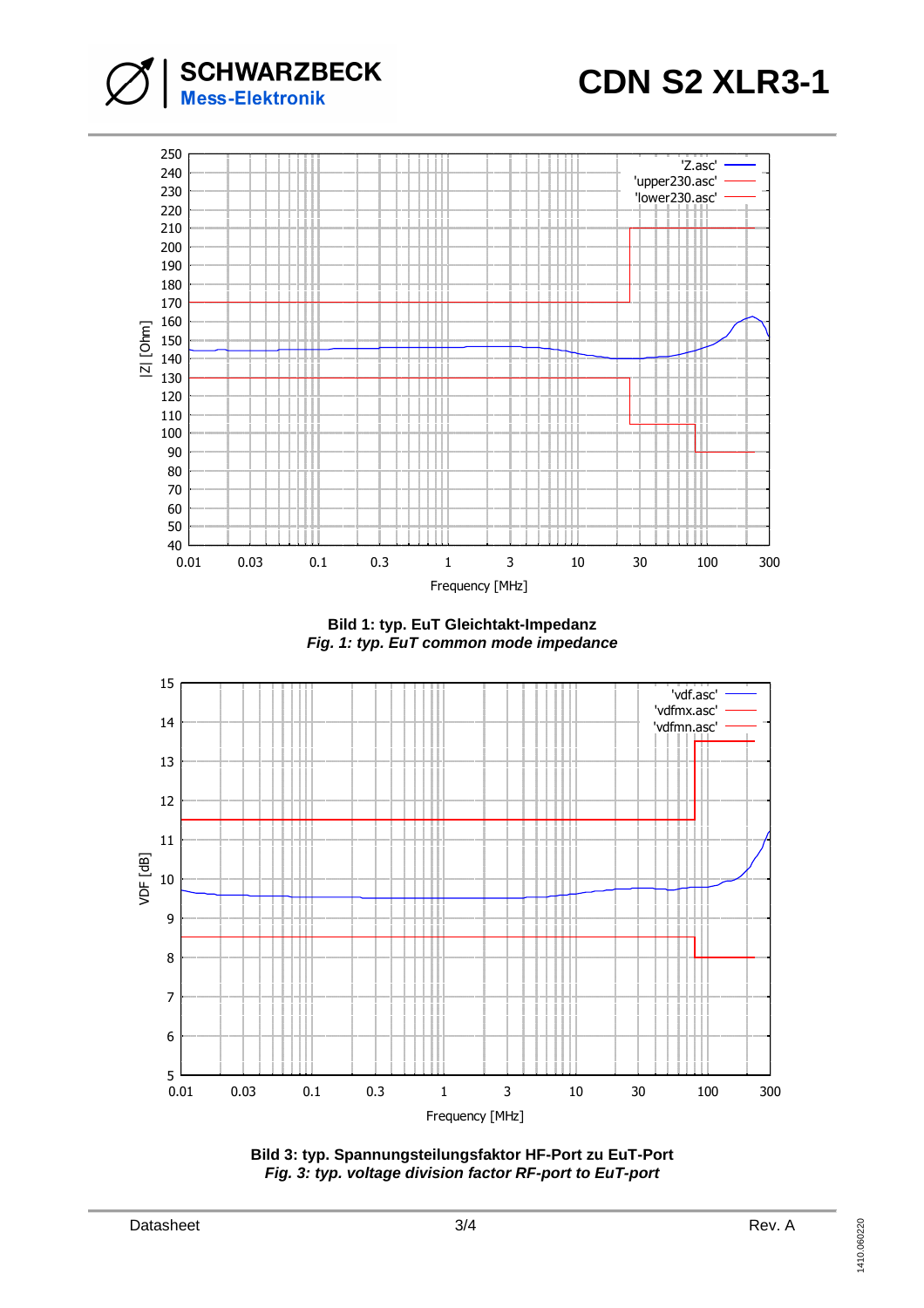**Bild 1: typ. EuT Gleichtakt-Impedanz**
***Fig. 1: typ. EuT common mode impedance***

**Bild 3: typ. Spannungsteilungsfaktor HF-Port zu EuT-Port**
***Fig. 3: typ. voltage division factor RF-port to EuT-port***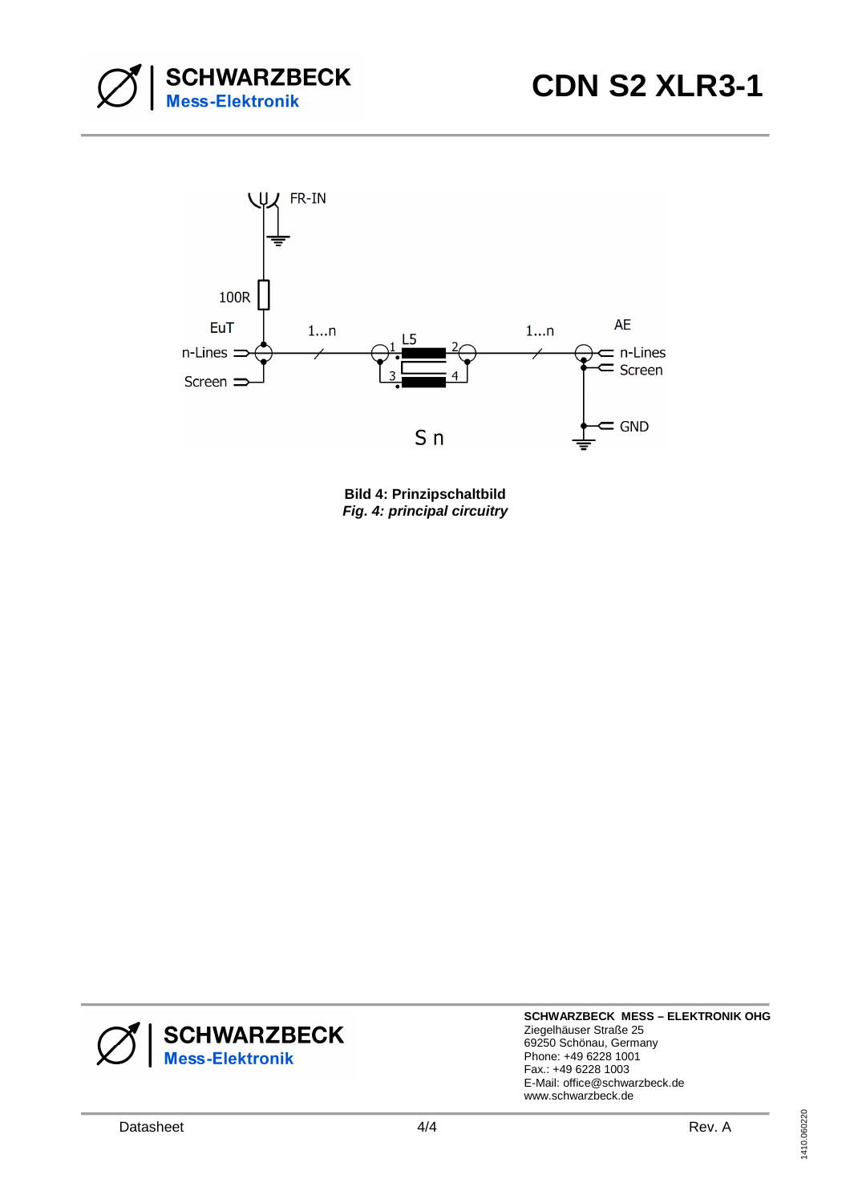FR-IN

100R

EuT

n-Lines

Screen

1...n

L5

1

2

3

4

1...n

AE

n-Lines

Screen

GND

S n

**Bild 4: Prinzipschaltbild**
***Fig. 4: principal circuitry***

**SCHWARZBECK MESS – ELEKTRONIK OHG**
Ziegelhäuser Straße 25
69250 Schönau, Germany
Phone: +49 6228 1001
Fax.: +49 6228 1003
E-Mail: office@schwarzbeck.de
www.schwarzbeck.de